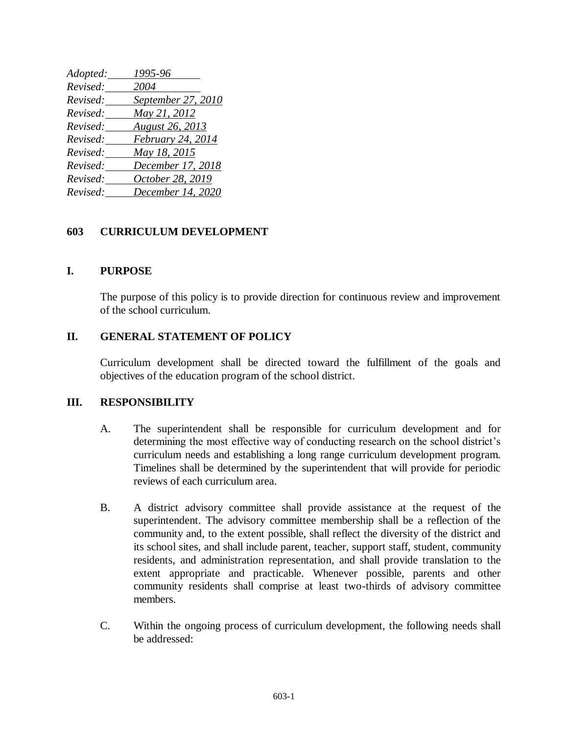*Adopted:* *1995-96*
*Revised:* *2004*
*Revised:* *September 27, 2010*
*Revised:* *May 21, 2012*
*Revised:* *August 26, 2013*
*Revised:* *February 24, 2014*
*Revised:* *May 18, 2015*
*Revised:* *December 17, 2018*
*Revised:* *October 28, 2019*
*Revised:* *December 14, 2020*

## 603 CURRICULUM DEVELOPMENT

### I. PURPOSE

The purpose of this policy is to provide direction for continuous review and improvement of the school curriculum.

### II. GENERAL STATEMENT OF POLICY

Curriculum development shall be directed toward the fulfillment of the goals and objectives of the education program of the school district.

### III. RESPONSIBILITY

A. The superintendent shall be responsible for curriculum development and for determining the most effective way of conducting research on the school district's curriculum needs and establishing a long range curriculum development program. Timelines shall be determined by the superintendent that will provide for periodic reviews of each curriculum area.

B. A district advisory committee shall provide assistance at the request of the superintendent. The advisory committee membership shall be a reflection of the community and, to the extent possible, shall reflect the diversity of the district and its school sites, and shall include parent, teacher, support staff, student, community residents, and administration representation, and shall provide translation to the extent appropriate and practicable. Whenever possible, parents and other community residents shall comprise at least two-thirds of advisory committee members.

C. Within the ongoing process of curriculum development, the following needs shall be addressed: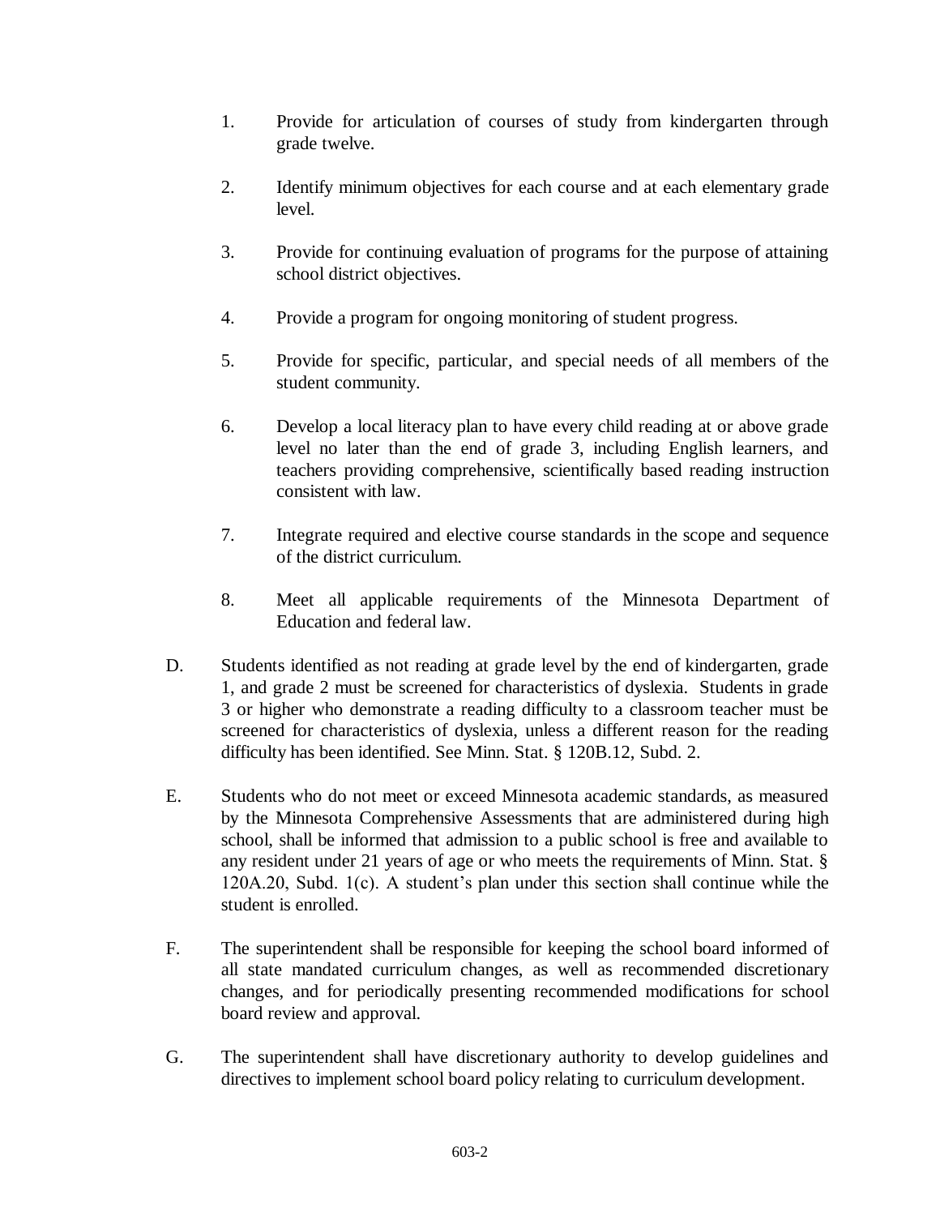1. Provide for articulation of courses of study from kindergarten through grade twelve.

2. Identify minimum objectives for each course and at each elementary grade level.

3. Provide for continuing evaluation of programs for the purpose of attaining school district objectives.

4. Provide a program for ongoing monitoring of student progress.

5. Provide for specific, particular, and special needs of all members of the student community.

6. Develop a local literacy plan to have every child reading at or above grade level no later than the end of grade 3, including English learners, and teachers providing comprehensive, scientifically based reading instruction consistent with law.

7. Integrate required and elective course standards in the scope and sequence of the district curriculum.

8. Meet all applicable requirements of the Minnesota Department of Education and federal law.

D. Students identified as not reading at grade level by the end of kindergarten, grade 1, and grade 2 must be screened for characteristics of dyslexia. Students in grade 3 or higher who demonstrate a reading difficulty to a classroom teacher must be screened for characteristics of dyslexia, unless a different reason for the reading difficulty has been identified. See Minn. Stat. § 120B.12, Subd. 2.

E. Students who do not meet or exceed Minnesota academic standards, as measured by the Minnesota Comprehensive Assessments that are administered during high school, shall be informed that admission to a public school is free and available to any resident under 21 years of age or who meets the requirements of Minn. Stat. § 120A.20, Subd. 1(c). A student's plan under this section shall continue while the student is enrolled.

F. The superintendent shall be responsible for keeping the school board informed of all state mandated curriculum changes, as well as recommended discretionary changes, and for periodically presenting recommended modifications for school board review and approval.

G. The superintendent shall have discretionary authority to develop guidelines and directives to implement school board policy relating to curriculum development.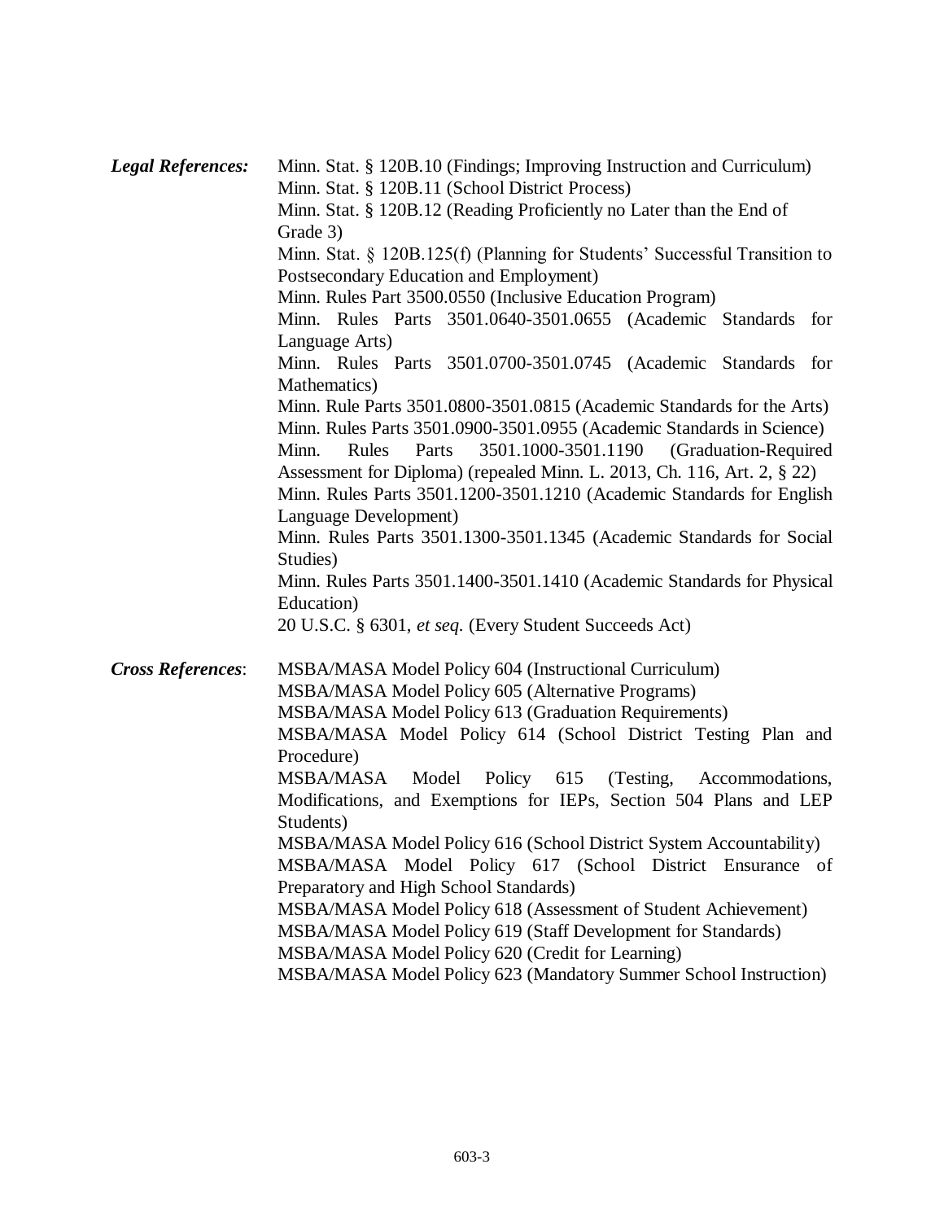***Legal References:***

Minn. Stat. § 120B.10 (Findings; Improving Instruction and Curriculum)
Minn. Stat. § 120B.11 (School District Process)
Minn. Stat. § 120B.12 (Reading Proficiently no Later than the End of Grade 3)
Minn. Stat. § 120B.125(f) (Planning for Students' Successful Transition to Postsecondary Education and Employment)
Minn. Rules Part 3500.0550 (Inclusive Education Program)
Minn. Rules Parts 3501.0640-3501.0655 (Academic Standards for Language Arts)
Minn. Rules Parts 3501.0700-3501.0745 (Academic Standards for Mathematics)
Minn. Rule Parts 3501.0800-3501.0815 (Academic Standards for the Arts)
Minn. Rules Parts 3501.0900-3501.0955 (Academic Standards in Science)
Minn. Rules Parts 3501.1000-3501.1190 (Graduation-Required Assessment for Diploma) (repealed Minn. L. 2013, Ch. 116, Art. 2, § 22)
Minn. Rules Parts 3501.1200-3501.1210 (Academic Standards for English Language Development)
Minn. Rules Parts 3501.1300-3501.1345 (Academic Standards for Social Studies)
Minn. Rules Parts 3501.1400-3501.1410 (Academic Standards for Physical Education)
20 U.S.C. § 6301, *et seq.* (Every Student Succeeds Act)

***Cross References*:**

MSBA/MASA Model Policy 604 (Instructional Curriculum)
MSBA/MASA Model Policy 605 (Alternative Programs)
MSBA/MASA Model Policy 613 (Graduation Requirements)
MSBA/MASA Model Policy 614 (School District Testing Plan and Procedure)
MSBA/MASA Model Policy 615 (Testing, Accommodations, Modifications, and Exemptions for IEPs, Section 504 Plans and LEP Students)
MSBA/MASA Model Policy 616 (School District System Accountability)
MSBA/MASA Model Policy 617 (School District Ensurance of Preparatory and High School Standards)
MSBA/MASA Model Policy 618 (Assessment of Student Achievement)
MSBA/MASA Model Policy 619 (Staff Development for Standards)
MSBA/MASA Model Policy 620 (Credit for Learning)
MSBA/MASA Model Policy 623 (Mandatory Summer School Instruction)